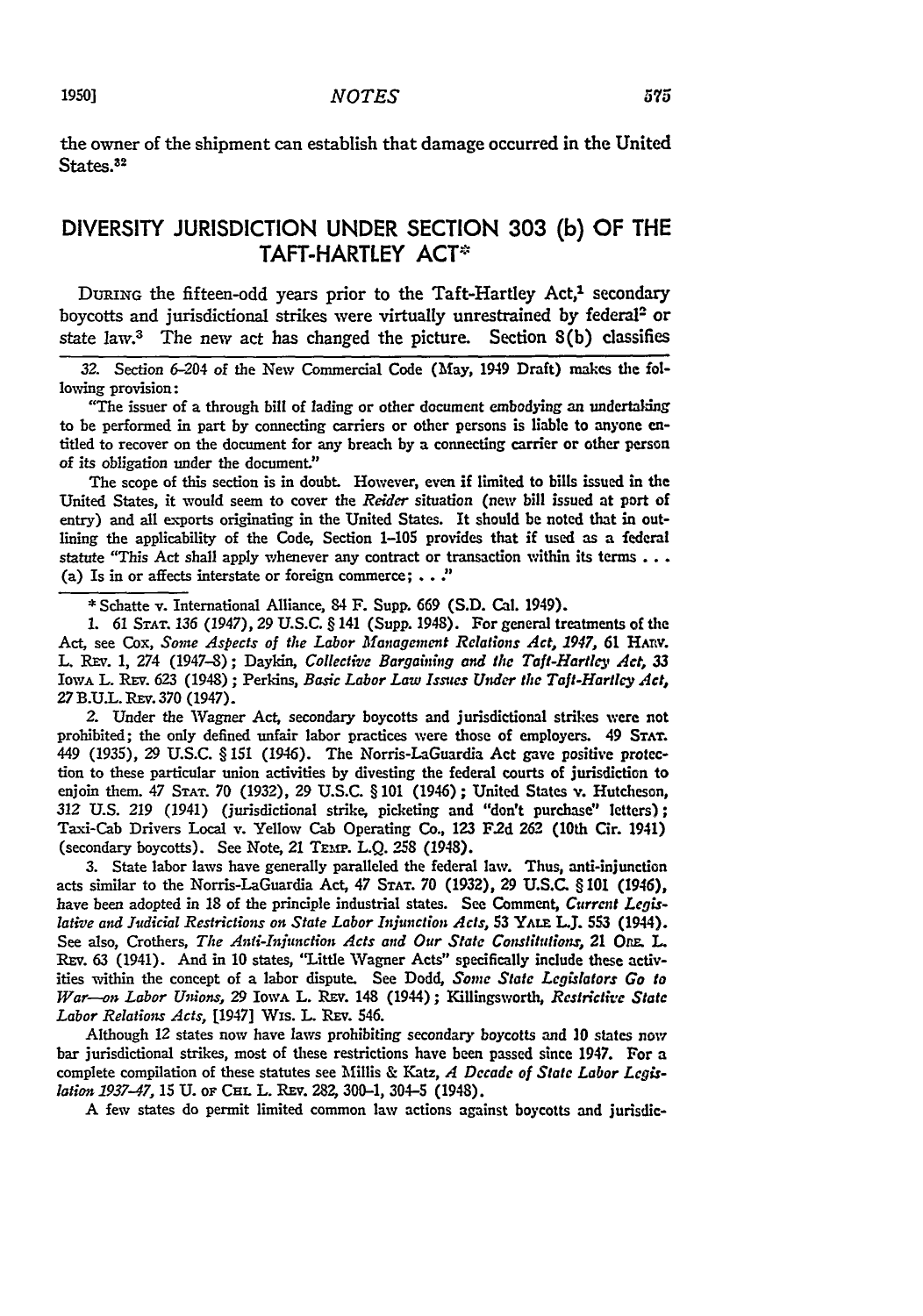the owner of the shipment can establish that damage occurred in the United States.[32]

## DIVERSITY JURISDICTION UNDER SECTION 303 (b) OF THE TAFT-HARTLEY ACT*

DURING the fifteen-odd years prior to the Taft-Hartley Act,[1] secondary boycotts and jurisdictional strikes were virtually unrestrained by federal[2] or state law.[3] The new act has changed the picture. Section 8(b) classifies

---

32. Section 6-204 of the New Commercial Code (May, 1949 Draft) makes the following provision:

"The issuer of a through bill of lading or other document embodying an undertaking to be performed in part by connecting carriers or other persons is liable to anyone entitled to recover on the document for any breach by a connecting carrier or other person of its obligation under the document."

The scope of this section is in doubt. However, even if limited to bills issued in the United States, it would seem to cover the *Reider* situation (new bill issued at port of entry) and all exports originating in the United States. It should be noted that in outlining the applicability of the Code, Section 1-105 provides that if used as a federal statute "This Act shall apply whenever any contract or transaction within its terms . . . (a) Is in or affects interstate or foreign commerce; . . ."

\* Schatte v. International Alliance, 84 F. Supp. 669 (S.D. Cal. 1949).

1. 61 STAT. 136 (1947), 29 U.S.C. § 141 (Supp. 1948). For general treatments of the Act, see Cox, *Some Aspects of the Labor Management Relations Act, 1947*, 61 HARV. L. REV. 1, 274 (1947-8); Daykin, *Collective Bargaining and the Taft-Hartley Act*, 33 IOWA L. REV. 623 (1948); Perkins, *Basic Labor Law Issues Under the Taft-Hartley Act*, 27 B.U.L. REV. 370 (1947).

2. Under the Wagner Act, secondary boycotts and jurisdictional strikes were not prohibited; the only defined unfair labor practices were those of employers. 49 STAT. 449 (1935), 29 U.S.C. § 151 (1946). The Norris-LaGuardia Act gave positive protection to these particular union activities by divesting the federal courts of jurisdiction to enjoin them. 47 STAT. 70 (1932), 29 U.S.C. § 101 (1946); United States v. Hutcheson, 312 U.S. 219 (1941) (jurisdictional strike, picketing and "don't purchase" letters); Taxi-Cab Drivers Local v. Yellow Cab Operating Co., 123 F.2d 262 (10th Cir. 1941) (secondary boycotts). See Note, 21 TEMP. L.Q. 258 (1948).

3. State labor laws have generally paralleled the federal law. Thus, anti-injunction acts similar to the Norris-LaGuardia Act, 47 STAT. 70 (1932), 29 U.S.C. § 101 (1946), have been adopted in 18 of the principle industrial states. See Comment, *Current Legislative and Judicial Restrictions on State Labor Injunction Acts*, 53 YALE L.J. 553 (1944). See also, Crothers, *The Anti-Injunction Acts and Our State Constitutions*, 21 ORE. L. REV. 63 (1941). And in 10 states, "Little Wagner Acts" specifically include these activities within the concept of a labor dispute. See Dodd, *Some State Legislators Go to War—on Labor Unions*, 29 IOWA L. REV. 148 (1944); Killingsworth, *Restrictive State Labor Relations Acts*, [1947] WIS. L. REV. 546.

Although 12 states now have laws prohibiting secondary boycotts and 10 states now bar jurisdictional strikes, most of these restrictions have been passed since 1947. For a complete compilation of these statutes see Millis & Katz, *A Decade of State Labor Legislation 1937-47*, 15 U. OF CHI. L. REV. 282, 300-1, 304-5 (1948).

A few states do permit limited common law actions against boycotts and jurisdic-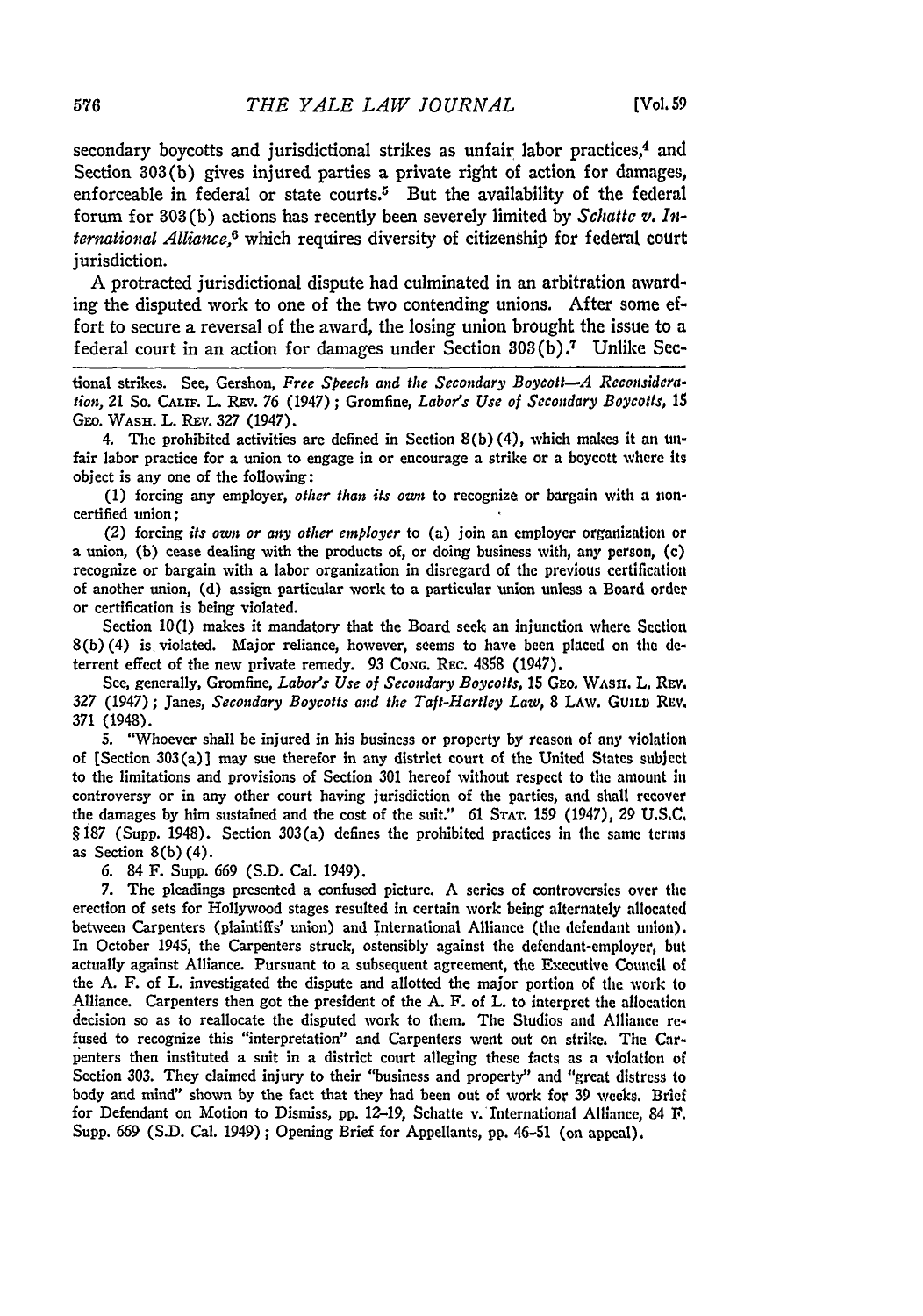secondary boycotts and jurisdictional strikes as unfair labor practices,[4] and Section 303(b) gives injured parties a private right of action for damages, enforceable in federal or state courts.[5] But the availability of the federal forum for 303(b) actions has recently been severely limited by *Schatte v. International Alliance*,[6] which requires diversity of citizenship for federal court jurisdiction.

A protracted jurisdictional dispute had culminated in an arbitration awarding the disputed work to one of the two contending unions. After some effort to secure a reversal of the award, the losing union brought the issue to a federal court in an action for damages under Section 303(b).[7] Unlike Sec-

---

tional strikes. See, Gershon, *Free Speech and the Secondary Boycott—A Reconsideration*, 21 So. Calif. L. Rev. 76 (1947); Gromfine, *Labor's Use of Secondary Boycotts*, 15 Geo. Wash. L. Rev. 327 (1947).

4. The prohibited activities are defined in Section 8(b)(4), which makes it an unfair labor practice for a union to engage in or encourage a strike or a boycott where its object is any one of the following:

(1) forcing any employer, *other than its own* to recognize or bargain with a noncertified union;

(2) forcing *its own or any other employer* to (a) join an employer organization or a union, (b) cease dealing with the products of, or doing business with, any person, (c) recognize or bargain with a labor organization in disregard of the previous certification of another union, (d) assign particular work to a particular union unless a Board order or certification is being violated.

Section 10(l) makes it mandatory that the Board seek an injunction where Section 8(b)(4) is violated. Major reliance, however, seems to have been placed on the deterrent effect of the new private remedy. 93 Cong. Rec. 4858 (1947).

See, generally, Gromfine, *Labor's Use of Secondary Boycotts*, 15 Geo. Wash. L. Rev. 327 (1947); Janes, *Secondary Boycotts and the Taft-Hartley Law*, 8 Law. Guild Rev. 371 (1948).

5. "Whoever shall be injured in his business or property by reason of any violation of [Section 303(a)] may sue therefor in any district court of the United States subject to the limitations and provisions of Section 301 hereof without respect to the amount in controversy or in any other court having jurisdiction of the parties, and shall recover the damages by him sustained and the cost of the suit." 61 Stat. 159 (1947), 29 U.S.C. § 187 (Supp. 1948). Section 303(a) defines the prohibited practices in the same terms as Section 8(b)(4).

6. 84 F. Supp. 669 (S.D. Cal. 1949).

7. The pleadings presented a confused picture. A series of controversies over the erection of sets for Hollywood stages resulted in certain work being alternately allocated between Carpenters (plaintiffs' union) and International Alliance (the defendant union). In October 1945, the Carpenters struck, ostensibly against the defendant-employer, but actually against Alliance. Pursuant to a subsequent agreement, the Executive Council of the A. F. of L. investigated the dispute and allotted the major portion of the work to Alliance. Carpenters then got the president of the A. F. of L. to interpret the allocation decision so as to reallocate the disputed work to them. The Studios and Alliance refused to recognize this "interpretation" and Carpenters went out on strike. The Carpenters then instituted a suit in a district court alleging these facts as a violation of Section 303. They claimed injury to their "business and property" and "great distress to body and mind" shown by the fact that they had been out of work for 39 weeks. Brief for Defendant on Motion to Dismiss, pp. 12–19, Schatte v. International Alliance, 84 F. Supp. 669 (S.D. Cal. 1949); Opening Brief for Appellants, pp. 46–51 (on appeal).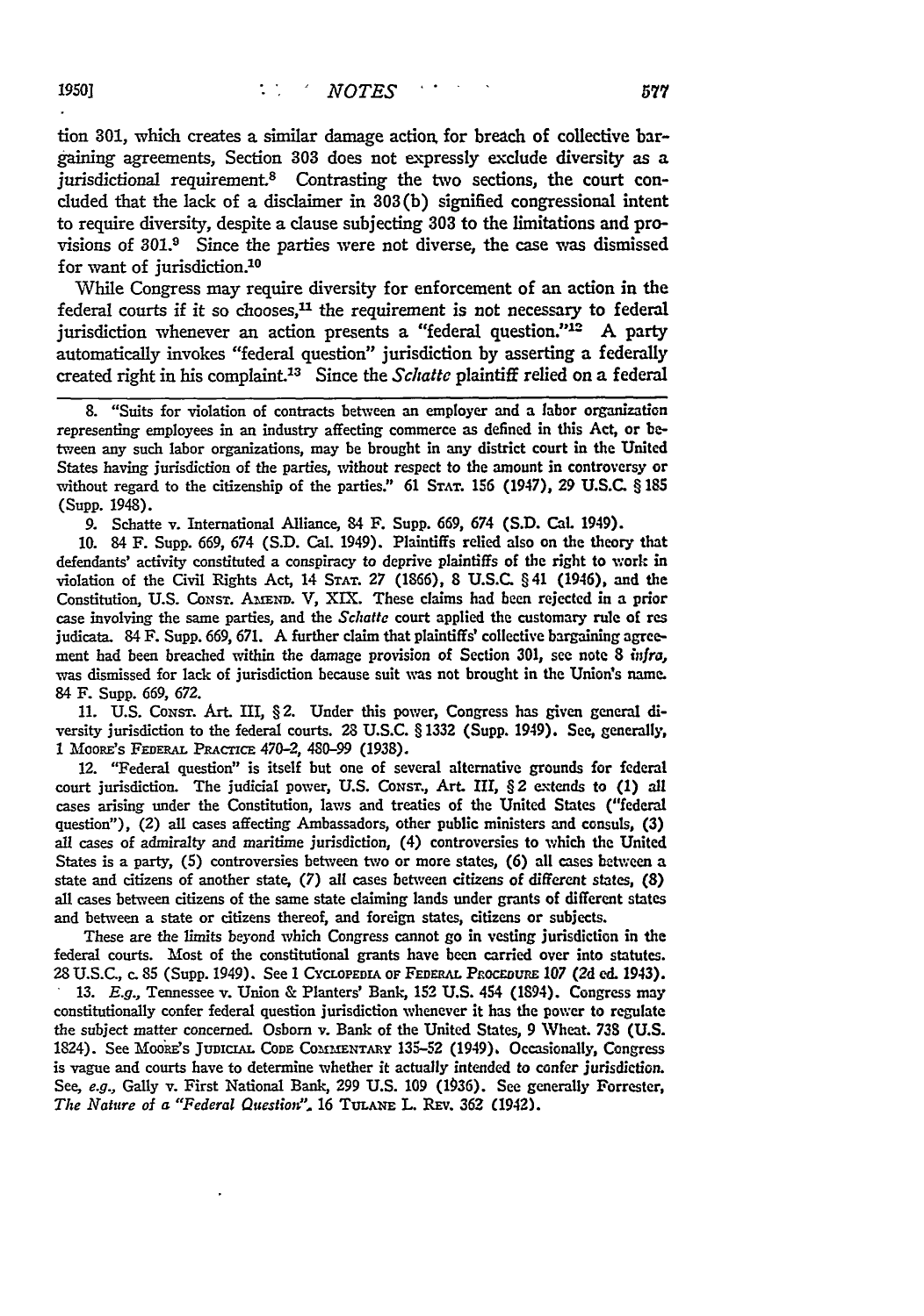tion 301, which creates a similar damage action for breach of collective bargaining agreements, Section 303 does not expressly exclude diversity as a jurisdictional requirement.[8] Contrasting the two sections, the court concluded that the lack of a disclaimer in 303(b) signified congressional intent to require diversity, despite a clause subjecting 303 to the limitations and provisions of 301.[9] Since the parties were not diverse, the case was dismissed for want of jurisdiction.[10]

While Congress may require diversity for enforcement of an action in the federal courts if it so chooses,[11] the requirement is not necessary to federal jurisdiction whenever an action presents a "federal question."[12] A party automatically invokes "federal question" jurisdiction by asserting a federally created right in his complaint.[13] Since the *Schatte* plaintiff relied on a federal

---

8. "Suits for violation of contracts between an employer and a labor organization representing employees in an industry affecting commerce as defined in this Act, or between any such labor organizations, may be brought in any district court in the United States having jurisdiction of the parties, without respect to the amount in controversy or without regard to the citizenship of the parties." 61 STAT. 156 (1947), 29 U.S.C. § 185 (Supp. 1948).

9. Schatte v. International Alliance, 84 F. Supp. 669, 674 (S.D. Cal. 1949).

10. 84 F. Supp. 669, 674 (S.D. Cal. 1949). Plaintiffs relied also on the theory that defendants' activity constituted a conspiracy to deprive plaintiffs of the right to work in violation of the Civil Rights Act, 14 STAT. 27 (1866), 8 U.S.C. § 41 (1946), and the Constitution, U.S. CONST. AMEND. V, XIX. These claims had been rejected in a prior case involving the same parties, and the *Schatte* court applied the customary rule of res judicata. 84 F. Supp. 669, 671. A further claim that plaintiffs' collective bargaining agreement had been breached within the damage provision of Section 301, see note 8 *infra*, was dismissed for lack of jurisdiction because suit was not brought in the Union's name. 84 F. Supp. 669, 672.

11. U.S. CONST. Art. III, § 2. Under this power, Congress has given general diversity jurisdiction to the federal courts. 28 U.S.C. § 1332 (Supp. 1949). See, generally, 1 MOORE'S FEDERAL PRACTICE 470-2, 480-99 (1938).

12. "Federal question" is itself but one of several alternative grounds for federal court jurisdiction. The judicial power, U.S. CONST., Art. III, § 2 extends to (1) all cases arising under the Constitution, laws and treaties of the United States ("federal question"), (2) all cases affecting Ambassadors, other public ministers and consuls, (3) all cases of admiralty and maritime jurisdiction, (4) controversies to which the United States is a party, (5) controversies between two or more states, (6) all cases between a state and citizens of another state, (7) all cases between citizens of different states, (8) all cases between citizens of the same state claiming lands under grants of different states and between a state or citizens thereof, and foreign states, citizens or subjects.

These are the limits beyond which Congress cannot go in vesting jurisdiction in the federal courts. Most of the constitutional grants have been carried over into statutes. 28 U.S.C., c. 85 (Supp. 1949). See 1 CYCLOPEDIA OF FEDERAL PROCEDURE 107 (2d ed. 1943).

13. *E.g.*, Tennessee v. Union & Planters' Bank, 152 U.S. 454 (1894). Congress may constitutionally confer federal question jurisdiction whenever it has the power to regulate the subject matter concerned. Osborn v. Bank of the United States, 9 Wheat. 738 (U.S. 1824). See MOORE'S JUDICIAL CODE COMMENTARY 135-52 (1949). Occasionally, Congress is vague and courts have to determine whether it actually intended to confer jurisdiction. See, *e.g.*, Gally v. First National Bank, 299 U.S. 109 (1936). See generally Forrester, *The Nature of a "Federal Question"*. 16 TULANE L. REV. 362 (1942).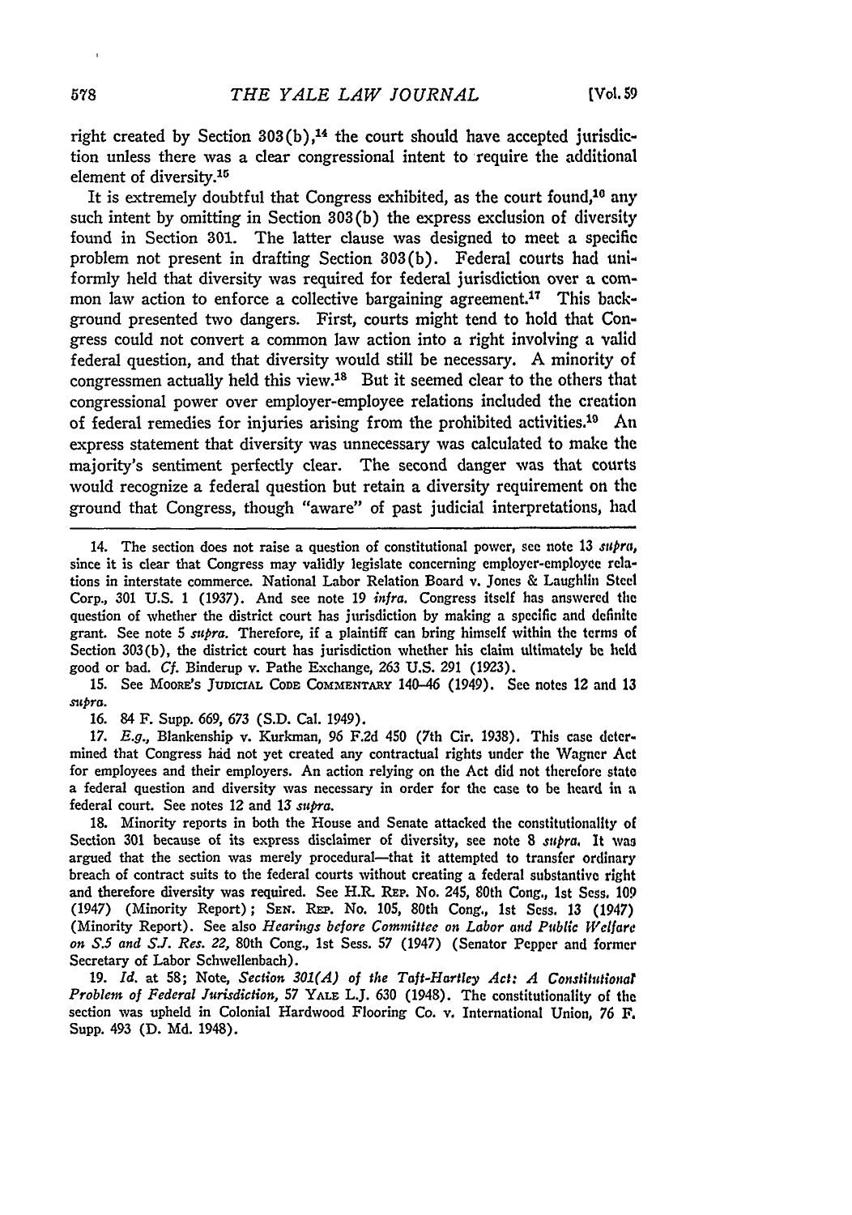right created by Section 303(b),[14] the court should have accepted jurisdiction unless there was a clear congressional intent to require the additional element of diversity.[15]

It is extremely doubtful that Congress exhibited, as the court found,[16] any such intent by omitting in Section 303(b) the express exclusion of diversity found in Section 301. The latter clause was designed to meet a specific problem not present in drafting Section 303(b). Federal courts had uniformly held that diversity was required for federal jurisdiction over a common law action to enforce a collective bargaining agreement.[17] This background presented two dangers. First, courts might tend to hold that Congress could not convert a common law action into a right involving a valid federal question, and that diversity would still be necessary. A minority of congressmen actually held this view.[18] But it seemed clear to the others that congressional power over employer-employee relations included the creation of federal remedies for injuries arising from the prohibited activities.[19] An express statement that diversity was unnecessary was calculated to make the majority's sentiment perfectly clear. The second danger was that courts would recognize a federal question but retain a diversity requirement on the ground that Congress, though "aware" of past judicial interpretations, had

---

14. The section does not raise a question of constitutional power, see note 13 *supra*, since it is clear that Congress may validly legislate concerning employer-employee relations in interstate commerce. National Labor Relation Board v. Jones & Laughlin Steel Corp., 301 U.S. 1 (1937). And see note 19 *infra*. Congress itself has answered the question of whether the district court has jurisdiction by making a specific and definite grant. See note 5 *supra*. Therefore, if a plaintiff can bring himself within the terms of Section 303(b), the district court has jurisdiction whether his claim ultimately be held good or bad. *Cf.* Binderup v. Pathe Exchange, 263 U.S. 291 (1923).

15. See MOORE'S JUDICIAL CODE COMMENTARY 140–46 (1949). See notes 12 and 13 *supra*.

16. 84 F. Supp. 669, 673 (S.D. Cal. 1949).

17. *E.g.*, Blankenship v. Kurkman, 96 F.2d 450 (7th Cir. 1938). This case determined that Congress had not yet created any contractual rights under the Wagner Act for employees and their employers. An action relying on the Act did not therefore state a federal question and diversity was necessary in order for the case to be heard in a federal court. See notes 12 and 13 *supra*.

18. Minority reports in both the House and Senate attacked the constitutionality of Section 301 because of its express disclaimer of diversity, see note 8 *supra*. It was argued that the section was merely procedural—that it attempted to transfer ordinary breach of contract suits to the federal courts without creating a federal substantive right and therefore diversity was required. See H.R. REP. No. 245, 80th Cong., 1st Sess. 109 (1947) (Minority Report); SEN. REP. No. 105, 80th Cong., 1st Sess. 13 (1947) (Minority Report). See also *Hearings before Committee on Labor and Public Welfare on S.5 and S.J. Res. 22*, 80th Cong., 1st Sess. 57 (1947) (Senator Pepper and former Secretary of Labor Schwellenbach).

19. *Id.* at 58; Note, *Section 301(A) of the Taft-Hartley Act: A Constitutional Problem of Federal Jurisdiction*, 57 YALE L.J. 630 (1948). The constitutionality of the section was upheld in Colonial Hardwood Flooring Co. v. International Union, 76 F. Supp. 493 (D. Md. 1948).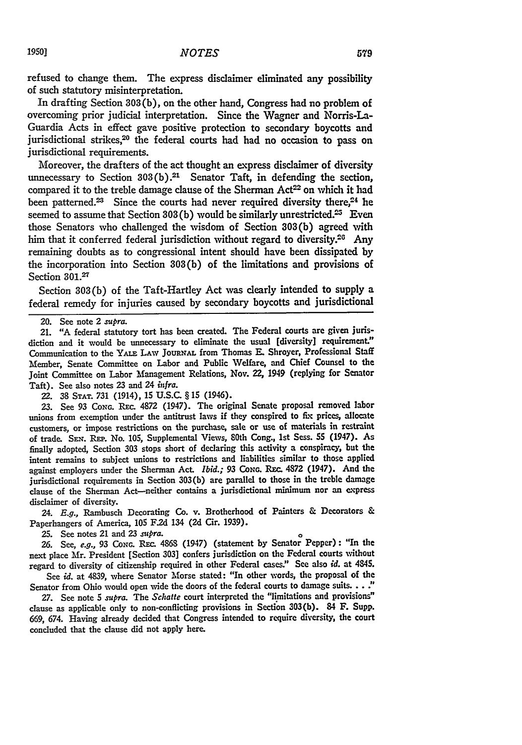refused to change them. The express disclaimer eliminated any possibility of such statutory misinterpretation.

In drafting Section 303(b), on the other hand, Congress had no problem of overcoming prior judicial interpretation. Since the Wagner and Norris-La-Guardia Acts in effect gave positive protection to secondary boycotts and jurisdictional strikes,[20] the federal courts had had no occasion to pass on jurisdictional requirements.

Moreover, the drafters of the act thought an express disclaimer of diversity unnecessary to Section 303(b).[21] Senator Taft, in defending the section, compared it to the treble damage clause of the Sherman Act[22] on which it had been patterned.[23] Since the courts had never required diversity there,[24] he seemed to assume that Section 303(b) would be similarly unrestricted.[25] Even those Senators who challenged the wisdom of Section 303(b) agreed with him that it conferred federal jurisdiction without regard to diversity.[26] Any remaining doubts as to congressional intent should have been dissipated by the incorporation into Section 303(b) of the limitations and provisions of Section 301.[27]

Section 303(b) of the Taft-Hartley Act was clearly intended to supply a federal remedy for injuries caused by secondary boycotts and jurisdictional

---

20. See note 2 *supra*.

21. "A federal statutory tort has been created. The Federal courts are given jurisdiction and it would be unnecessary to eliminate the usual [diversity] requirement." Communication to the YALE LAW JOURNAL from Thomas E. Shroyer, Professional Staff Member, Senate Committee on Labor and Public Welfare, and Chief Counsel to the Joint Committee on Labor Management Relations, Nov. 22, 1949 (replying for Senator Taft). See also notes 23 and 24 *infra*.

22. 38 STAT. 731 (1914), 15 U.S.C. § 15 (1946).

23. See 93 CONG. REC. 4872 (1947). The original Senate proposal removed labor unions from exemption under the antitrust laws if they conspired to fix prices, allocate customers, or impose restrictions on the purchase, sale or use of materials in restraint of trade. SEN. REP. No. 105, Supplemental Views, 80th Cong., 1st Sess. 55 (1947). As finally adopted, Section 303 stops short of declaring this activity a conspiracy, but the intent remains to subject unions to restrictions and liabilities similar to those applied against employers under the Sherman Act. *Ibid.;* 93 CONG. REC. 4872 (1947). And the jurisdictional requirements in Section 303(b) are parallel to those in the treble damage clause of the Sherman Act—neither contains a jurisdictional minimum nor an express disclaimer of diversity.

24. *E.g.*, Rambusch Decorating Co. v. Brotherhood of Painters & Decorators & Paperhangers of America, 105 F.2d 134 (2d Cir. 1939).

25. See notes 21 and 23 *supra*.

26. See, *e.g.*, 93 CONG. REC. 4868 (1947) (statement by Senator Pepper): "In the next place Mr. President [Section 303] confers jurisdiction on the Federal courts without regard to diversity of citizenship required in other Federal cases." See also *id.* at 4845.

See *id.* at 4839, where Senator Morse stated: "In other words, the proposal of the Senator from Ohio would open wide the doors of the federal courts to damage suits. . . ."

27. See note 5 *supra*. The *Schatte* court interpreted the "limitations and provisions" clause as applicable only to non-conflicting provisions in Section 303(b). 84 F. Supp. 669, 674. Having already decided that Congress intended to require diversity, the court concluded that the clause did not apply here.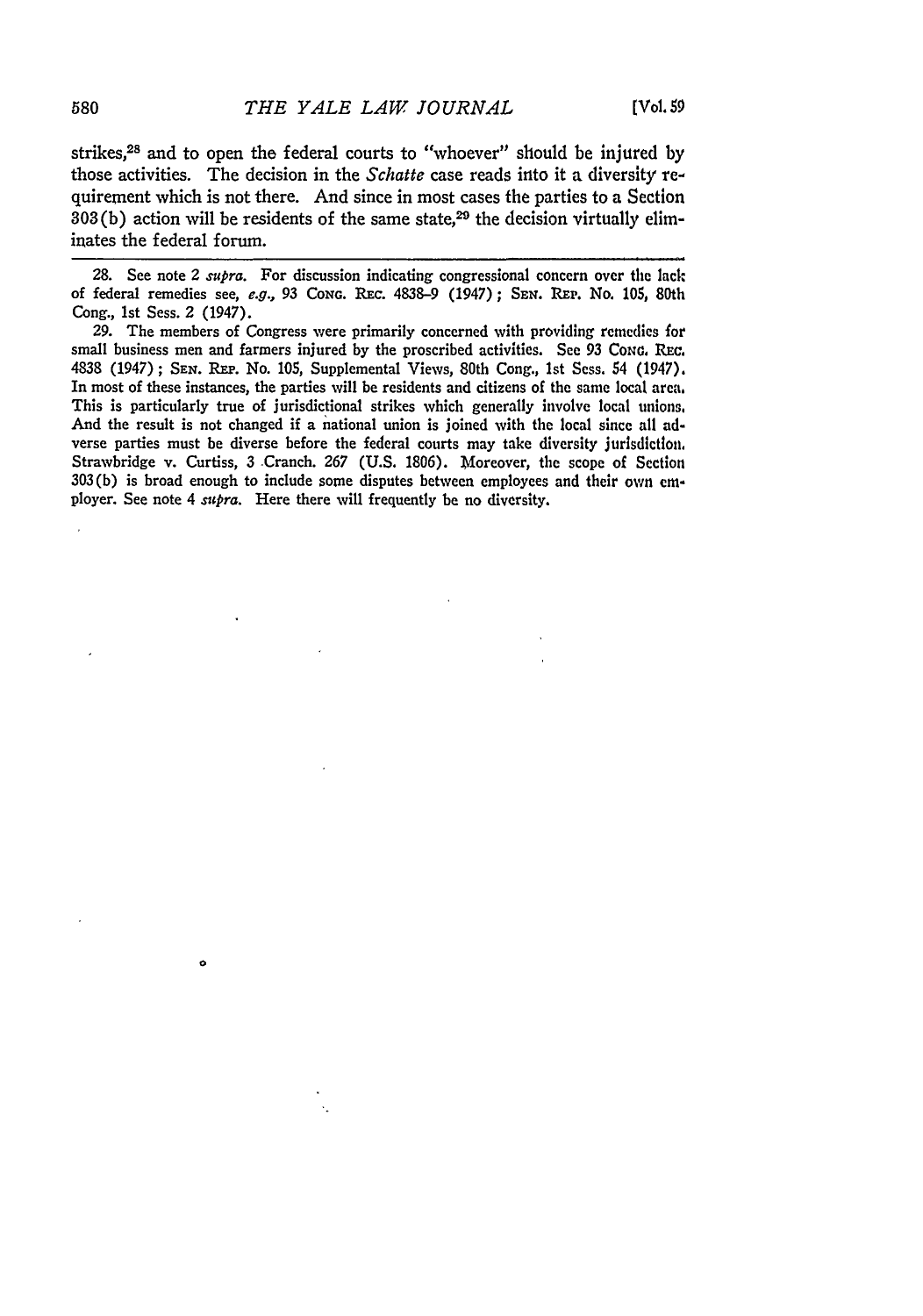strikes,[28] and to open the federal courts to "whoever" should be injured by those activities. The decision in the *Schatte* case reads into it a diversity requirement which is not there. And since in most cases the parties to a Section 303(b) action will be residents of the same state,[29] the decision virtually eliminates the federal forum.

---

28. See note 2 *supra*. For discussion indicating congressional concern over the lack of federal remedies see, *e.g.*, 93 CONG. REC. 4838–9 (1947); SEN. REP. No. 105, 80th Cong., 1st Sess. 2 (1947).

29. The members of Congress were primarily concerned with providing remedies for small business men and farmers injured by the proscribed activities. See 93 CONG. REC. 4838 (1947); SEN. REP. No. 105, Supplemental Views, 80th Cong., 1st Sess. 54 (1947). In most of these instances, the parties will be residents and citizens of the same local area. This is particularly true of jurisdictional strikes which generally involve local unions. And the result is not changed if a national union is joined with the local since all adverse parties must be diverse before the federal courts may take diversity jurisdiction. Strawbridge v. Curtiss, 3 Cranch. 267 (U.S. 1806). Moreover, the scope of Section 303(b) is broad enough to include some disputes between employees and their own employer. See note 4 *supra*. Here there will frequently be no diversity.